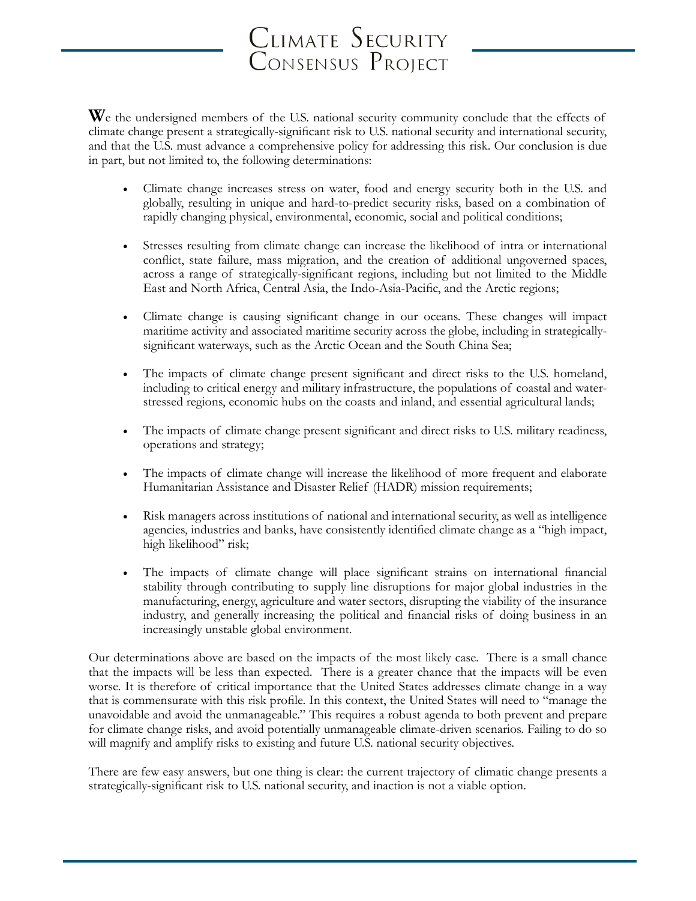# Climate Security Consensus Project

**W**e the undersigned members of the U.S. national security community conclude that the effects of climate change present a strategically-significant risk to U.S. national security and international security, and that the U.S. must advance a comprehensive policy for addressing this risk. Our conclusion is due in part, but not limited to, the following determinations:

- Climate change increases stress on water, food and energy security both in the U.S. and globally, resulting in unique and hard-to-predict security risks, based on a combination of rapidly changing physical, environmental, economic, social and political conditions;
- Stresses resulting from climate change can increase the likelihood of intra or international conflict, state failure, mass migration, and the creation of additional ungoverned spaces, across a range of strategically-significant regions, including but not limited to the Middle East and North Africa, Central Asia, the Indo-Asia-Pacific, and the Arctic regions;
- Climate change is causing significant change in our oceans. These changes will impact maritime activity and associated maritime security across the globe, including in strategically-significant waterways, such as the Arctic Ocean and the South China Sea;
- The impacts of climate change present significant and direct risks to the U.S. homeland, including to critical energy and military infrastructure, the populations of coastal and water-stressed regions, economic hubs on the coasts and inland, and essential agricultural lands;
- The impacts of climate change present significant and direct risks to U.S. military readiness, operations and strategy;
- The impacts of climate change will increase the likelihood of more frequent and elaborate Humanitarian Assistance and Disaster Relief (HADR) mission requirements;
- Risk managers across institutions of national and international security, as well as intelligence agencies, industries and banks, have consistently identified climate change as a "high impact, high likelihood" risk;
- The impacts of climate change will place significant strains on international financial stability through contributing to supply line disruptions for major global industries in the manufacturing, energy, agriculture and water sectors, disrupting the viability of the insurance industry, and generally increasing the political and financial risks of doing business in an increasingly unstable global environment.

Our determinations above are based on the impacts of the most likely case. There is a small chance that the impacts will be less than expected. There is a greater chance that the impacts will be even worse. It is therefore of critical importance that the United States addresses climate change in a way that is commensurate with this risk profile. In this context, the United States will need to "manage the unavoidable and avoid the unmanageable." This requires a robust agenda to both prevent and prepare for climate change risks, and avoid potentially unmanageable climate-driven scenarios. Failing to do so will magnify and amplify risks to existing and future U.S. national security objectives.

There are few easy answers, but one thing is clear: the current trajectory of climatic change presents a strategically-significant risk to U.S. national security, and inaction is not a viable option.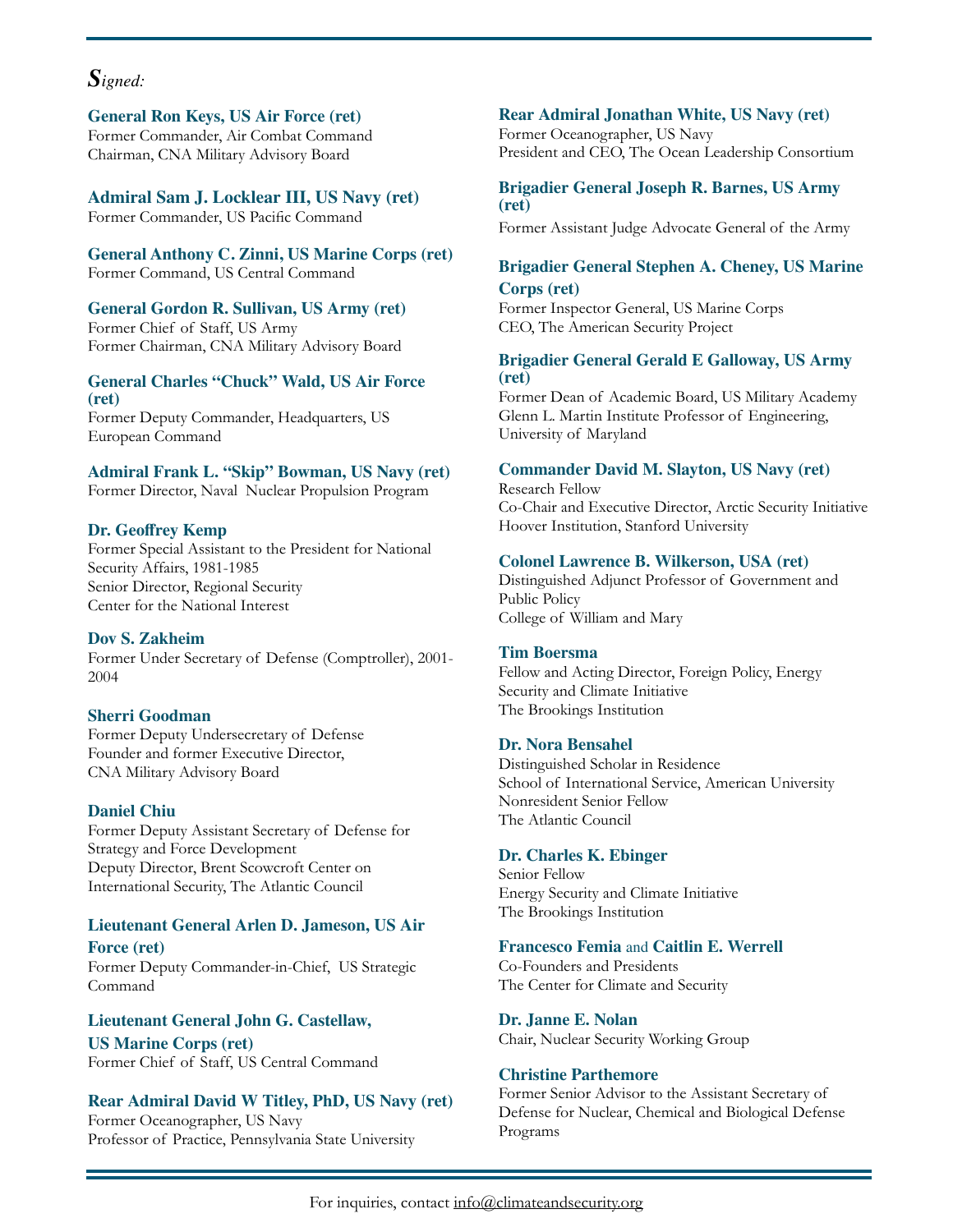***Signed:***

**General Ron Keys, US Air Force (ret)**
Former Commander, Air Combat Command
Chairman, CNA Military Advisory Board

**Admiral Sam J. Locklear III, US Navy (ret)**
Former Commander, US Pacific Command

**General Anthony C. Zinni, US Marine Corps (ret)**
Former Command, US Central Command

**General Gordon R. Sullivan, US Army (ret)**
Former Chief of Staff, US Army
Former Chairman, CNA Military Advisory Board

**General Charles "Chuck" Wald, US Air Force (ret)**
Former Deputy Commander, Headquarters, US European Command

**Admiral Frank L. "Skip" Bowman, US Navy (ret)**
Former Director, Naval Nuclear Propulsion Program

**Dr. Geoffrey Kemp**
Former Special Assistant to the President for National Security Affairs, 1981-1985
Senior Director, Regional Security
Center for the National Interest

**Dov S. Zakheim**
Former Under Secretary of Defense (Comptroller), 2001-2004

**Sherri Goodman**
Former Deputy Undersecretary of Defense
Founder and former Executive Director,
CNA Military Advisory Board

**Daniel Chiu**
Former Deputy Assistant Secretary of Defense for Strategy and Force Development
Deputy Director, Brent Scowcroft Center on International Security, The Atlantic Council

**Lieutenant General Arlen D. Jameson, US Air Force (ret)**
Former Deputy Commander-in-Chief, US Strategic Command

**Lieutenant General John G. Castellaw, US Marine Corps (ret)**
Former Chief of Staff, US Central Command

**Rear Admiral David W Titley, PhD, US Navy (ret)**
Former Oceanographer, US Navy
Professor of Practice, Pennsylvania State University

**Rear Admiral Jonathan White, US Navy (ret)**
Former Oceanographer, US Navy
President and CEO, The Ocean Leadership Consortium

**Brigadier General Joseph R. Barnes, US Army (ret)**
Former Assistant Judge Advocate General of the Army

**Brigadier General Stephen A. Cheney, US Marine Corps (ret)**
Former Inspector General, US Marine Corps
CEO, The American Security Project

**Brigadier General Gerald E Galloway, US Army (ret)**
Former Dean of Academic Board, US Military Academy
Glenn L. Martin Institute Professor of Engineering, University of Maryland

**Commander David M. Slayton, US Navy (ret)**
Research Fellow
Co-Chair and Executive Director, Arctic Security Initiative
Hoover Institution, Stanford University

**Colonel Lawrence B. Wilkerson, USA (ret)**
Distinguished Adjunct Professor of Government and Public Policy
College of William and Mary

**Tim Boersma**
Fellow and Acting Director, Foreign Policy, Energy Security and Climate Initiative
The Brookings Institution

**Dr. Nora Bensahel**
Distinguished Scholar in Residence
School of International Service, American University
Nonresident Senior Fellow
The Atlantic Council

**Dr. Charles K. Ebinger**
Senior Fellow
Energy Security and Climate Initiative
The Brookings Institution

**Francesco Femia** and **Caitlin E. Werrell**
Co-Founders and Presidents
The Center for Climate and Security

**Dr. Janne E. Nolan**
Chair, Nuclear Security Working Group

**Christine Parthemore**
Former Senior Advisor to the Assistant Secretary of Defense for Nuclear, Chemical and Biological Defense Programs

For inquiries, contact info@climateandsecurity.org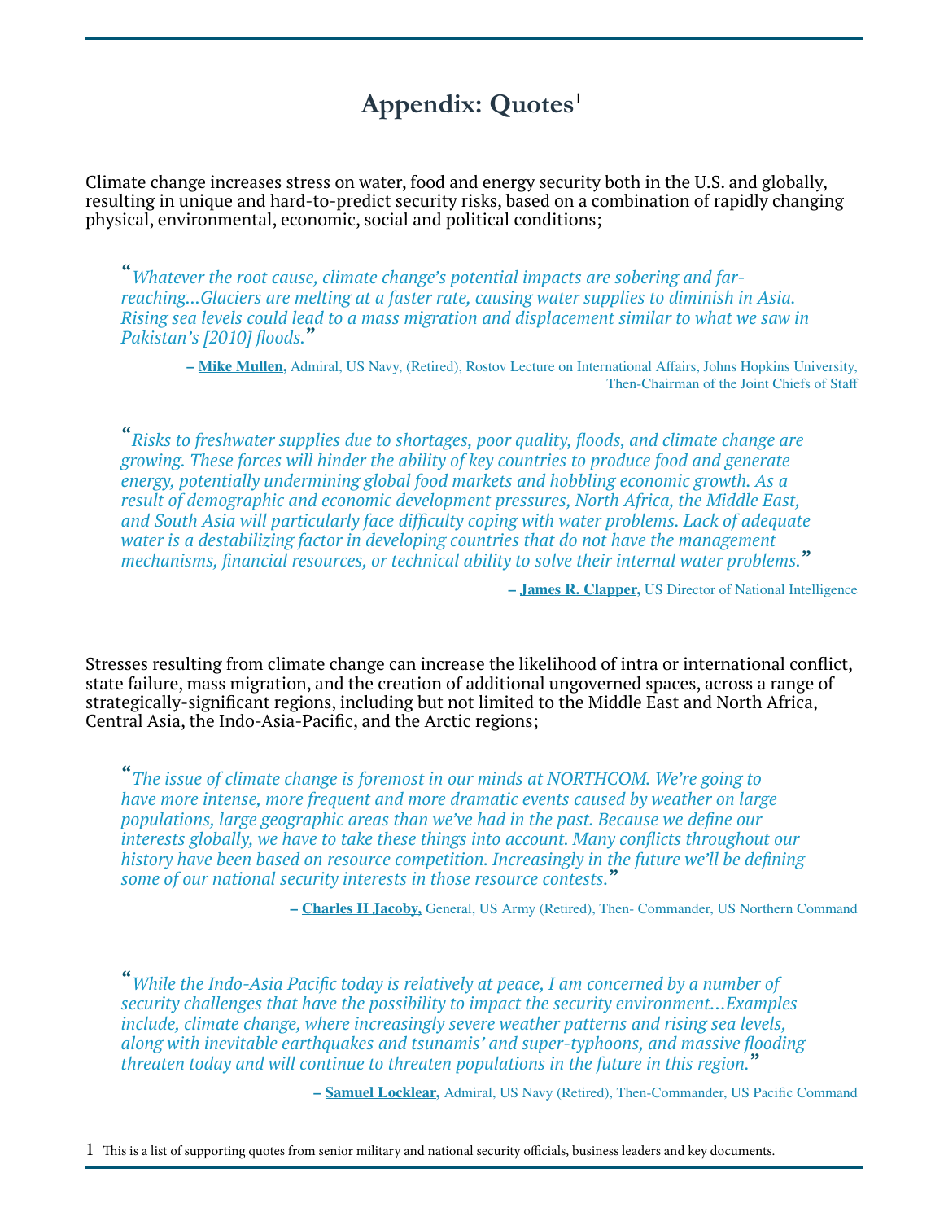# Appendix: Quotes[1]

Climate change increases stress on water, food and energy security both in the U.S. and globally, resulting in unique and hard-to-predict security risks, based on a combination of rapidly changing physical, environmental, economic, social and political conditions;

> "*Whatever the root cause, climate change's potential impacts are sobering and far-reaching...Glaciers are melting at a faster rate, causing water supplies to diminish in Asia. Rising sea levels could lead to a mass migration and displacement similar to what we saw in Pakistan's [2010] floods.*"
>
> – **Mike Mullen,** Admiral, US Navy, (Retired), Rostov Lecture on International Affairs, Johns Hopkins University, Then-Chairman of the Joint Chiefs of Staff

> "*Risks to freshwater supplies due to shortages, poor quality, floods, and climate change are growing. These forces will hinder the ability of key countries to produce food and generate energy, potentially undermining global food markets and hobbling economic growth. As a result of demographic and economic development pressures, North Africa, the Middle East, and South Asia will particularly face difficulty coping with water problems. Lack of adequate water is a destabilizing factor in developing countries that do not have the management mechanisms, financial resources, or technical ability to solve their internal water problems.*"
>
> – **James R. Clapper,** US Director of National Intelligence

Stresses resulting from climate change can increase the likelihood of intra or international conflict, state failure, mass migration, and the creation of additional ungoverned spaces, across a range of strategically-significant regions, including but not limited to the Middle East and North Africa, Central Asia, the Indo-Asia-Pacific, and the Arctic regions;

> "*The issue of climate change is foremost in our minds at NORTHCOM. We're going to have more intense, more frequent and more dramatic events caused by weather on large populations, large geographic areas than we've had in the past. Because we define our interests globally, we have to take these things into account. Many conflicts throughout our history have been based on resource competition. Increasingly in the future we'll be defining some of our national security interests in those resource contests.*"
>
> – **Charles H Jacoby,** General, US Army (Retired), Then- Commander, US Northern Command

> "*While the Indo-Asia Pacific today is relatively at peace, I am concerned by a number of security challenges that have the possibility to impact the security environment...Examples include, climate change, where increasingly severe weather patterns and rising sea levels, along with inevitable earthquakes and tsunamis' and super-typhoons, and massive flooding threaten today and will continue to threaten populations in the future in this region.*"
>
> – **Samuel Locklear,** Admiral, US Navy (Retired), Then-Commander, US Pacific Command

[1] This is a list of supporting quotes from senior military and national security officials, business leaders and key documents.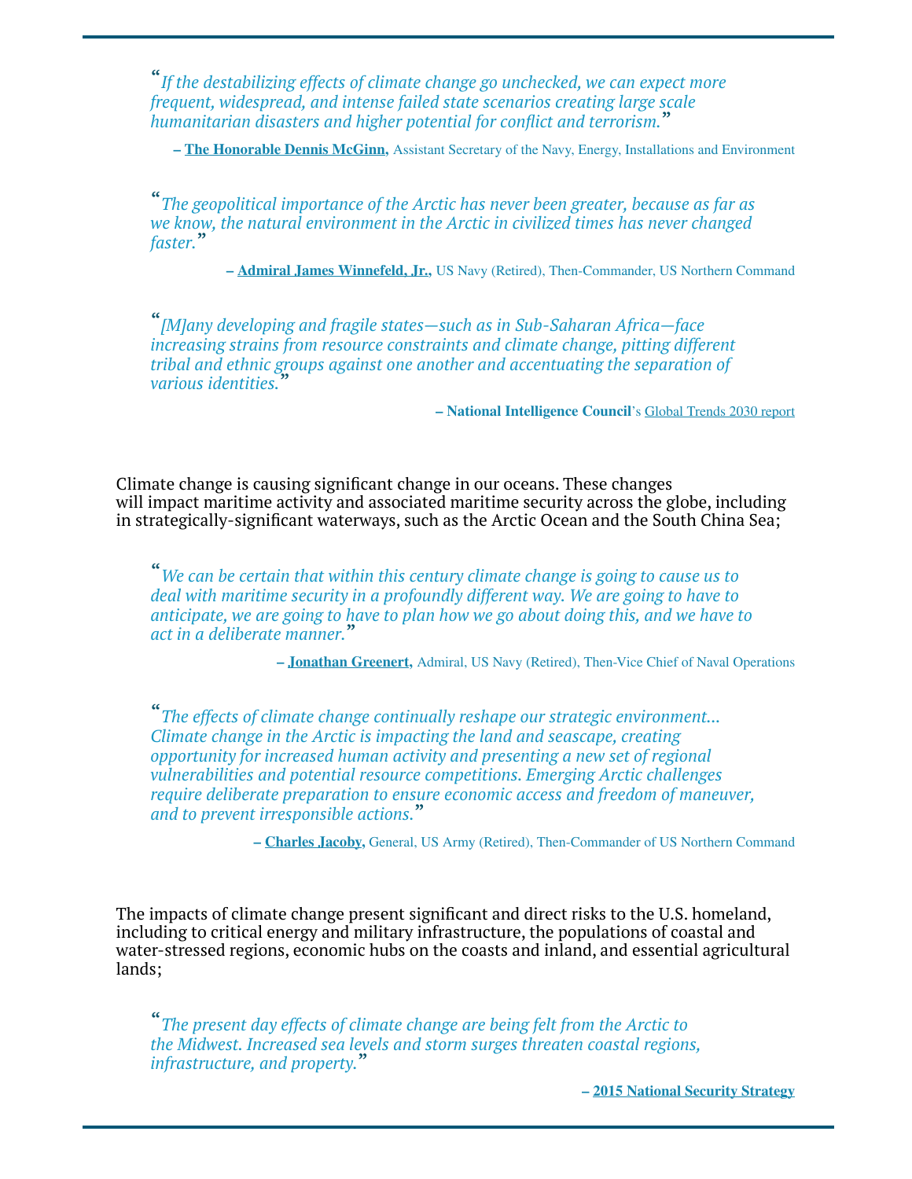> *"If the destabilizing effects of climate change go unchecked, we can expect more frequent, widespread, and intense failed state scenarios creating large scale humanitarian disasters and higher potential for conflict and terrorism."*
>
> – **The Honorable Dennis McGinn,** Assistant Secretary of the Navy, Energy, Installations and Environment

> *"The geopolitical importance of the Arctic has never been greater, because as far as we know, the natural environment in the Arctic in civilized times has never changed faster."*
>
> – **Admiral James Winnefeld, Jr.,** US Navy (Retired), Then-Commander, US Northern Command

> *"[M]any developing and fragile states—such as in Sub-Saharan Africa—face increasing strains from resource constraints and climate change, pitting different tribal and ethnic groups against one another and accentuating the separation of various identities."*
>
> – **National Intelligence Council**'s Global Trends 2030 report

Climate change is causing significant change in our oceans. These changes will impact maritime activity and associated maritime security across the globe, including in strategically-significant waterways, such as the Arctic Ocean and the South China Sea;

> *"We can be certain that within this century climate change is going to cause us to deal with maritime security in a profoundly different way. We are going to have to anticipate, we are going to have to plan how we go about doing this, and we have to act in a deliberate manner."*
>
> – **Jonathan Greenert,** Admiral, US Navy (Retired), Then-Vice Chief of Naval Operations

> *"The effects of climate change continually reshape our strategic environment... Climate change in the Arctic is impacting the land and seascape, creating opportunity for increased human activity and presenting a new set of regional vulnerabilities and potential resource competitions. Emerging Arctic challenges require deliberate preparation to ensure economic access and freedom of maneuver, and to prevent irresponsible actions."*
>
> – **Charles Jacoby,** General, US Army (Retired), Then-Commander of US Northern Command

The impacts of climate change present significant and direct risks to the U.S. homeland, including to critical energy and military infrastructure, the populations of coastal and water-stressed regions, economic hubs on the coasts and inland, and essential agricultural lands;

> *"The present day effects of climate change are being felt from the Arctic to the Midwest. Increased sea levels and storm surges threaten coastal regions, infrastructure, and property."*
>
> – **2015 National Security Strategy**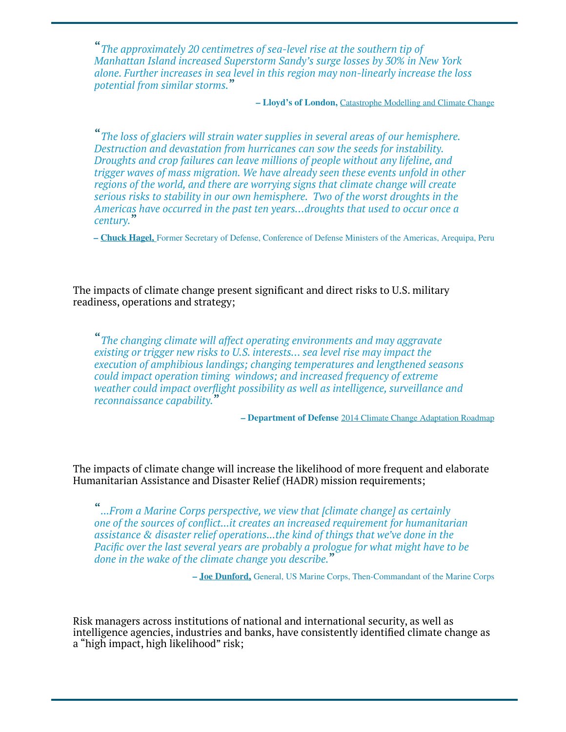> *"The approximately 20 centimetres of sea-level rise at the southern tip of Manhattan Island increased Superstorm Sandy's surge losses by 30% in New York alone. Further increases in sea level in this region may non-linearly increase the loss potential from similar storms."*
>
> **– Lloyd's of London,** Catastrophe Modelling and Climate Change

> *"The loss of glaciers will strain water supplies in several areas of our hemisphere. Destruction and devastation from hurricanes can sow the seeds for instability. Droughts and crop failures can leave millions of people without any lifeline, and trigger waves of mass migration. We have already seen these events unfold in other regions of the world, and there are worrying signs that climate change will create serious risks to stability in our own hemisphere. Two of the worst droughts in the Americas have occurred in the past ten years…droughts that used to occur once a century."*
>
> **– Chuck Hagel,** Former Secretary of Defense, Conference of Defense Ministers of the Americas, Arequipa, Peru

The impacts of climate change present significant and direct risks to U.S. military readiness, operations and strategy;

> *"The changing climate will affect operating environments and may aggravate existing or trigger new risks to U.S. interests… sea level rise may impact the execution of amphibious landings; changing temperatures and lengthened seasons could impact operation timing windows; and increased frequency of extreme weather could impact overflight possibility as well as intelligence, surveillance and reconnaissance capability."*
>
> **– Department of Defense** 2014 Climate Change Adaptation Roadmap

The impacts of climate change will increase the likelihood of more frequent and elaborate Humanitarian Assistance and Disaster Relief (HADR) mission requirements;

> *"...From a Marine Corps perspective, we view that [climate change] as certainly one of the sources of conflict...it creates an increased requirement for humanitarian assistance & disaster relief operations...the kind of things that we've done in the Pacific over the last several years are probably a prologue for what might have to be done in the wake of the climate change you describe."*
>
> **– Joe Dunford,** General, US Marine Corps, Then-Commandant of the Marine Corps

Risk managers across institutions of national and international security, as well as intelligence agencies, industries and banks, have consistently identified climate change as a "high impact, high likelihood" risk;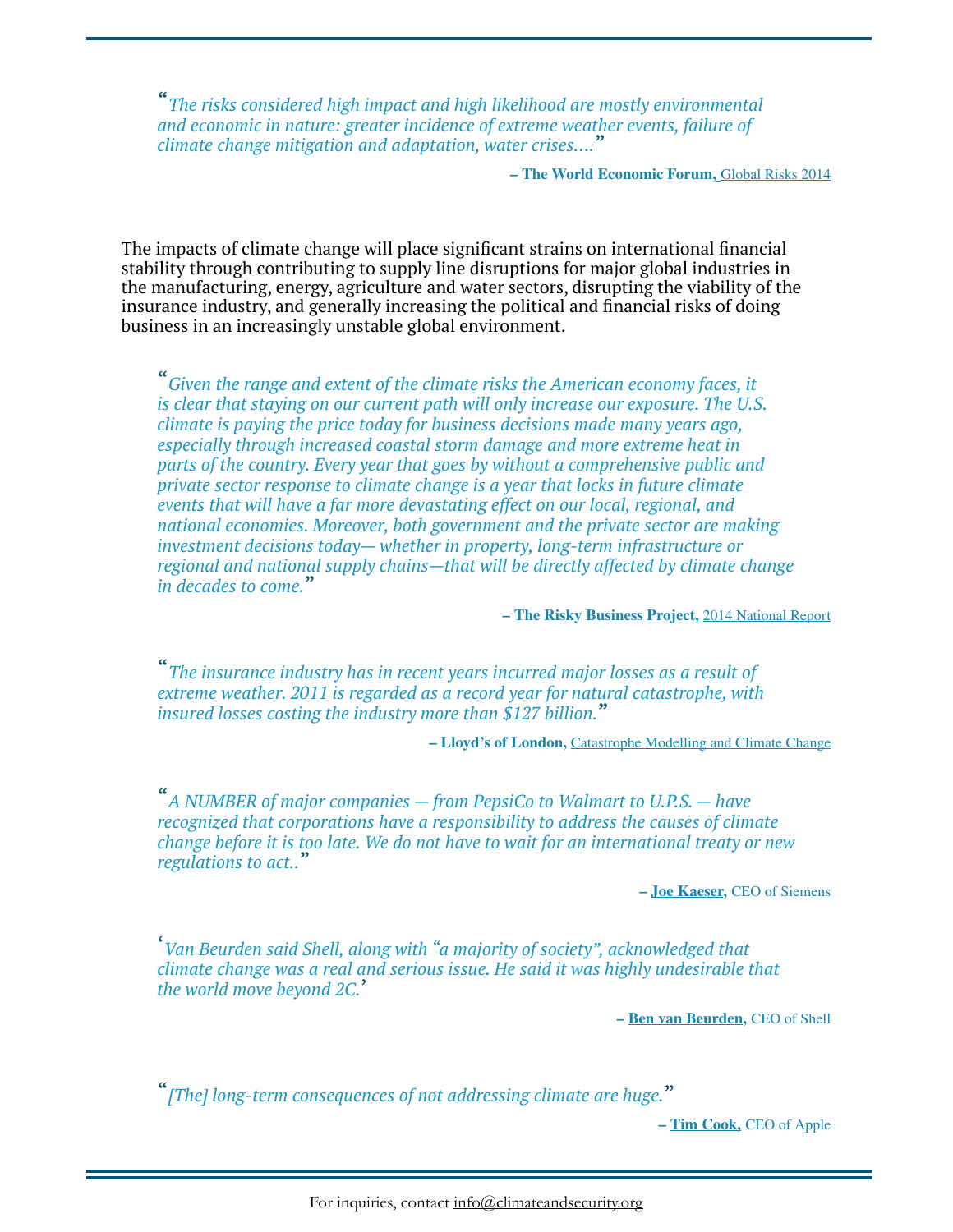*“The risks considered high impact and high likelihood are mostly environmental and economic in nature: greater incidence of extreme weather events, failure of climate change mitigation and adaptation, water crises....”*

**– The World Economic Forum,** Global Risks 2014

The impacts of climate change will place significant strains on international financial stability through contributing to supply line disruptions for major global industries in the manufacturing, energy, agriculture and water sectors, disrupting the viability of the insurance industry, and generally increasing the political and financial risks of doing business in an increasingly unstable global environment.

*“Given the range and extent of the climate risks the American economy faces, it is clear that staying on our current path will only increase our exposure. The U.S. climate is paying the price today for business decisions made many years ago, especially through increased coastal storm damage and more extreme heat in parts of the country. Every year that goes by without a comprehensive public and private sector response to climate change is a year that locks in future climate events that will have a far more devastating effect on our local, regional, and national economies. Moreover, both government and the private sector are making investment decisions today— whether in property, long-term infrastructure or regional and national supply chains—that will be directly affected by climate change in decades to come.”*

**– The Risky Business Project,** 2014 National Report

*“The insurance industry has in recent years incurred major losses as a result of extreme weather. 2011 is regarded as a record year for natural catastrophe, with insured losses costing the industry more than $127 billion.”*

**– Lloyd’s of London,** Catastrophe Modelling and Climate Change

*“A NUMBER of major companies — from PepsiCo to Walmart to U.P.S. — have recognized that corporations have a responsibility to address the causes of climate change before it is too late. We do not have to wait for an international treaty or new regulations to act..”*

**– Joe Kaeser,** CEO of Siemens

*‘Van Beurden said Shell, along with “a majority of society”, acknowledged that climate change was a real and serious issue. He said it was highly undesirable that the world move beyond 2C.’*

**– Ben van Beurden,** CEO of Shell

*“[The] long-term consequences of not addressing climate are huge.”*

**– Tim Cook,** CEO of Apple

For inquiries, contact info@climateandsecurity.org